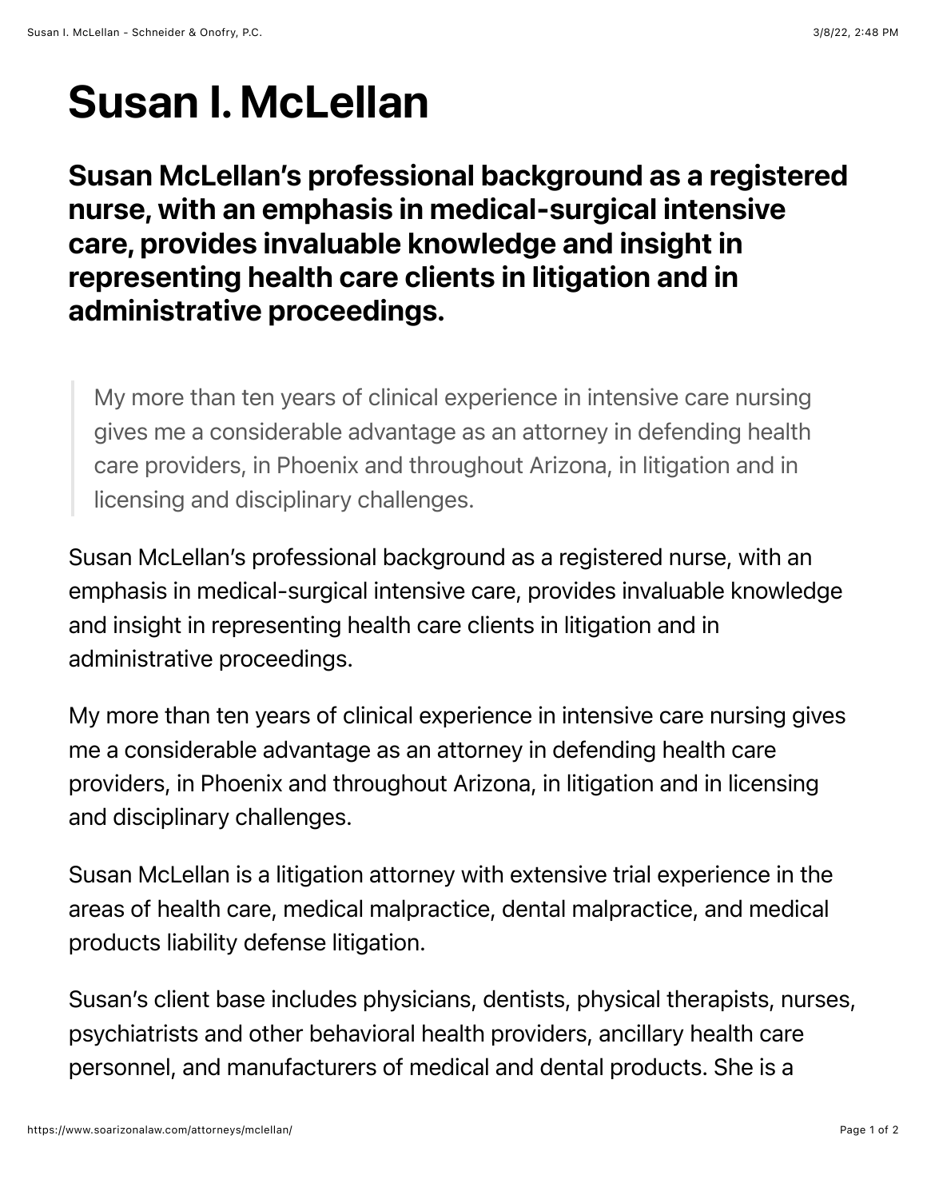# Susan I. McLellan

## Susan McLellan's professional background as a registered nurse, with an emphasis in medical-surgical intensive care, provides invaluable knowledge and insight in representing health care clients in litigation and in administrative proceedings.

> My more than ten years of clinical experience in intensive care nursing gives me a considerable advantage as an attorney in defending health care providers, in Phoenix and throughout Arizona, in litigation and in licensing and disciplinary challenges.

Susan McLellan's professional background as a registered nurse, with an emphasis in medical-surgical intensive care, provides invaluable knowledge and insight in representing health care clients in litigation and in administrative proceedings.

My more than ten years of clinical experience in intensive care nursing gives me a considerable advantage as an attorney in defending health care providers, in Phoenix and throughout Arizona, in litigation and in licensing and disciplinary challenges.

Susan McLellan is a litigation attorney with extensive trial experience in the areas of health care, medical malpractice, dental malpractice, and medical products liability defense litigation.

Susan's client base includes physicians, dentists, physical therapists, nurses, psychiatrists and other behavioral health providers, ancillary health care personnel, and manufacturers of medical and dental products. She is a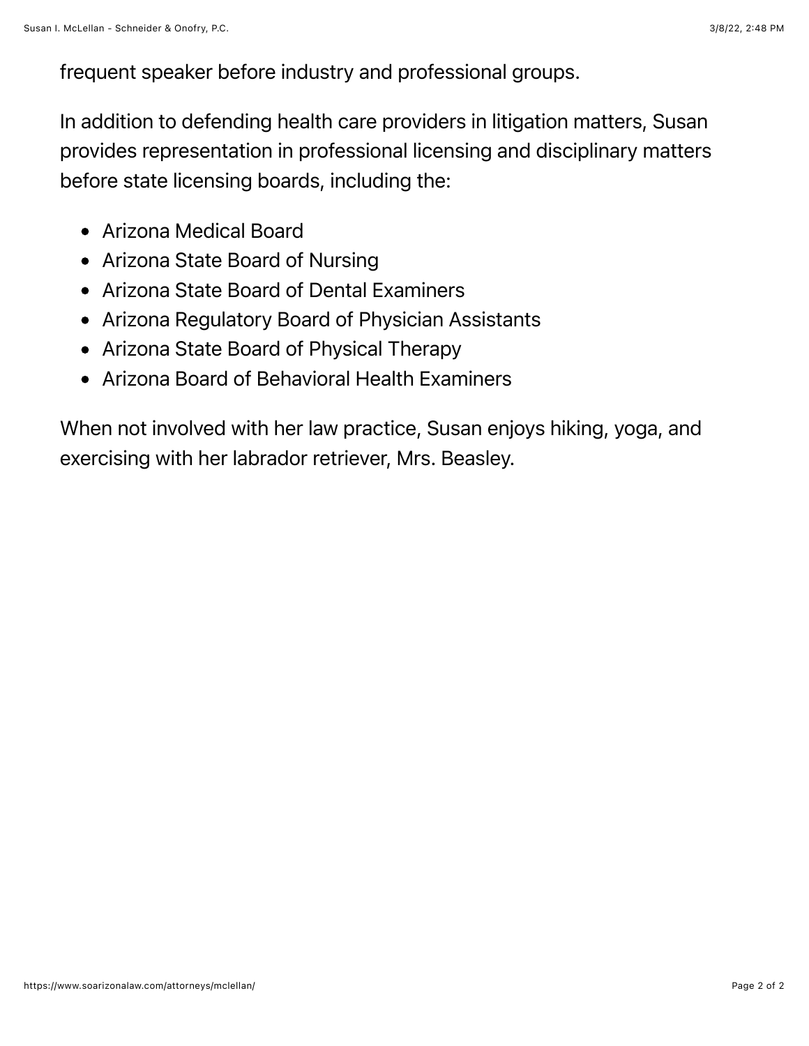frequent speaker before industry and professional groups.

In addition to defending health care providers in litigation matters, Susan provides representation in professional licensing and disciplinary matters before state licensing boards, including the:

- Arizona Medical Board
- Arizona State Board of Nursing
- Arizona State Board of Dental Examiners
- Arizona Regulatory Board of Physician Assistants
- Arizona State Board of Physical Therapy
- Arizona Board of Behavioral Health Examiners

When not involved with her law practice, Susan enjoys hiking, yoga, and exercising with her labrador retriever, Mrs. Beasley.